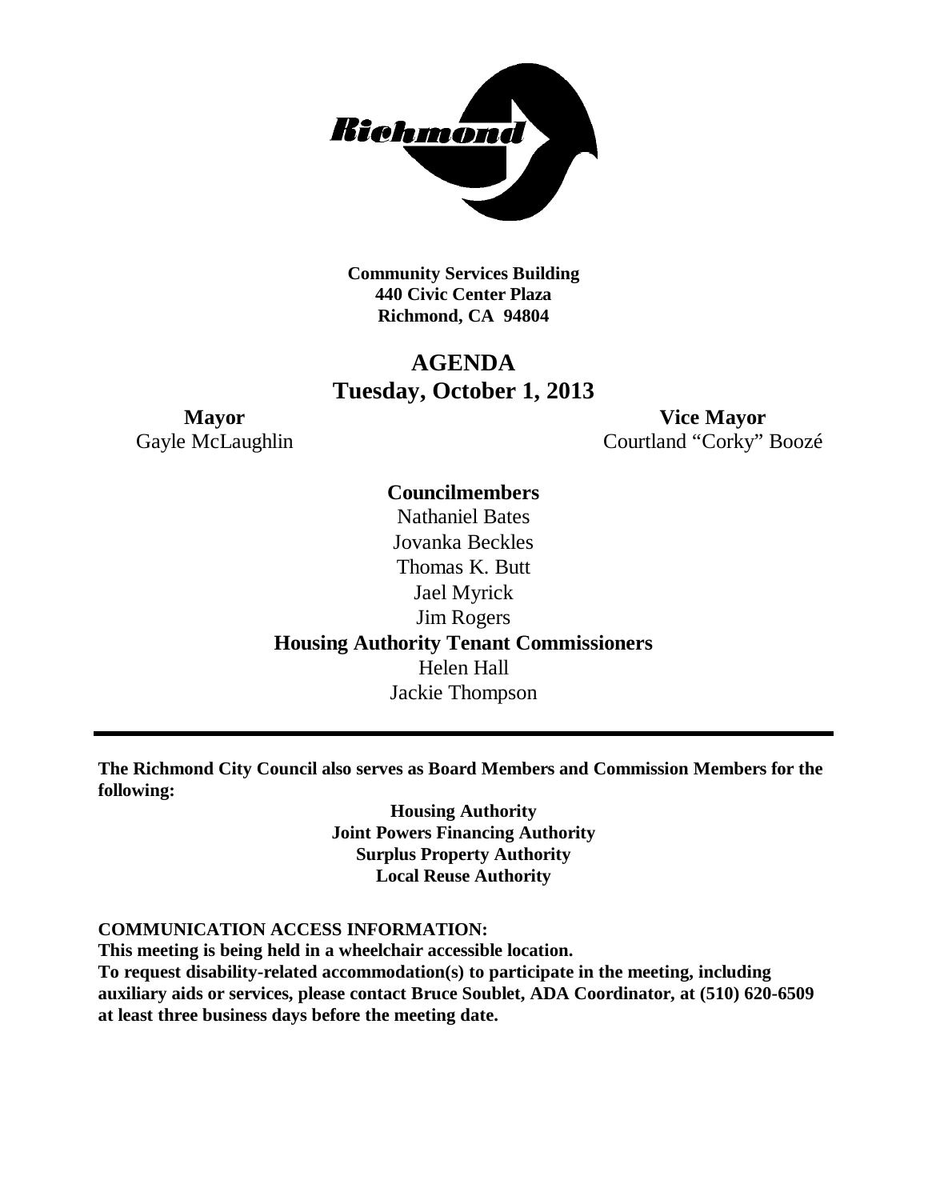**Community Services Building**
**440 Civic Center Plaza**
**Richmond, CA 94804**

# AGENDA
## Tuesday, October 1, 2013

**Mayor**
Gayle McLaughlin

**Vice Mayor**
Courtland "Corky" Boozé

**Councilmembers**
Nathaniel Bates
Jovanka Beckles
Thomas K. Butt
Jael Myrick
Jim Rogers

**Housing Authority Tenant Commissioners**
Helen Hall
Jackie Thompson

---

**The Richmond City Council also serves as Board Members and Commission Members for the following:**

**Housing Authority**
**Joint Powers Financing Authority**
**Surplus Property Authority**
**Local Reuse Authority**

**COMMUNICATION ACCESS INFORMATION:**
**This meeting is being held in a wheelchair accessible location.**
**To request disability-related accommodation(s) to participate in the meeting, including auxiliary aids or services, please contact Bruce Soublet, ADA Coordinator, at (510) 620-6509 at least three business days before the meeting date.**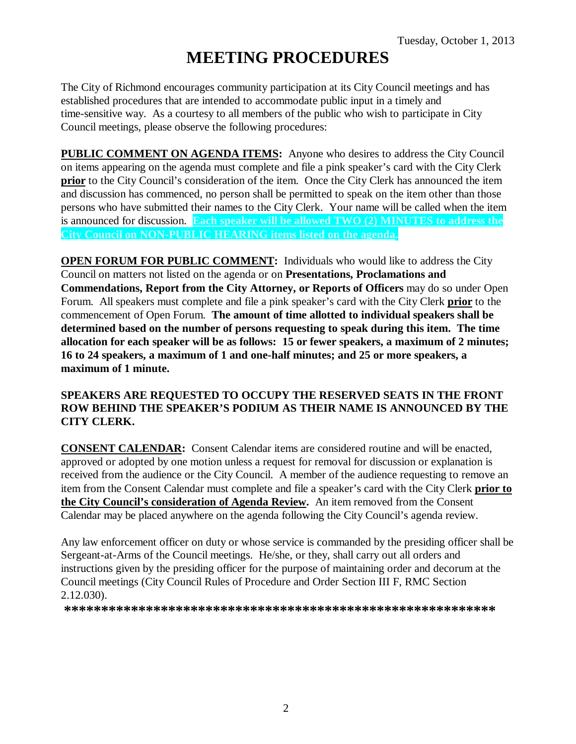Tuesday, October 1, 2013

# MEETING PROCEDURES

The City of Richmond encourages community participation at its City Council meetings and has established procedures that are intended to accommodate public input in a timely and time-sensitive way. As a courtesy to all members of the public who wish to participate in City Council meetings, please observe the following procedures:

**PUBLIC COMMENT ON AGENDA ITEMS:** Anyone who desires to address the City Council on items appearing on the agenda must complete and file a pink speaker's card with the City Clerk **prior** to the City Council's consideration of the item. Once the City Clerk has announced the item and discussion has commenced, no person shall be permitted to speak on the item other than those persons who have submitted their names to the City Clerk. Your name will be called when the item is announced for discussion. **Each speaker will be allowed TWO (2) MINUTES to address the City Council on NON-PUBLIC HEARING items listed on the agenda.**

**OPEN FORUM FOR PUBLIC COMMENT:** Individuals who would like to address the City Council on matters not listed on the agenda or on **Presentations, Proclamations and Commendations, Report from the City Attorney, or Reports of Officers** may do so under Open Forum. All speakers must complete and file a pink speaker's card with the City Clerk **prior** to the commencement of Open Forum. **The amount of time allotted to individual speakers shall be determined based on the number of persons requesting to speak during this item. The time allocation for each speaker will be as follows: 15 or fewer speakers, a maximum of 2 minutes; 16 to 24 speakers, a maximum of 1 and one-half minutes; and 25 or more speakers, a maximum of 1 minute.**

**SPEAKERS ARE REQUESTED TO OCCUPY THE RESERVED SEATS IN THE FRONT ROW BEHIND THE SPEAKER'S PODIUM AS THEIR NAME IS ANNOUNCED BY THE CITY CLERK.**

**CONSENT CALENDAR:** Consent Calendar items are considered routine and will be enacted, approved or adopted by one motion unless a request for removal for discussion or explanation is received from the audience or the City Council. A member of the audience requesting to remove an item from the Consent Calendar must complete and file a speaker's card with the City Clerk **prior to the City Council's consideration of Agenda Review.** An item removed from the Consent Calendar may be placed anywhere on the agenda following the City Council's agenda review.

Any law enforcement officer on duty or whose service is commanded by the presiding officer shall be Sergeant-at-Arms of the Council meetings. He/she, or they, shall carry out all orders and instructions given by the presiding officer for the purpose of maintaining order and decorum at the Council meetings (City Council Rules of Procedure and Order Section III F, RMC Section 2.12.030).

**************************************************************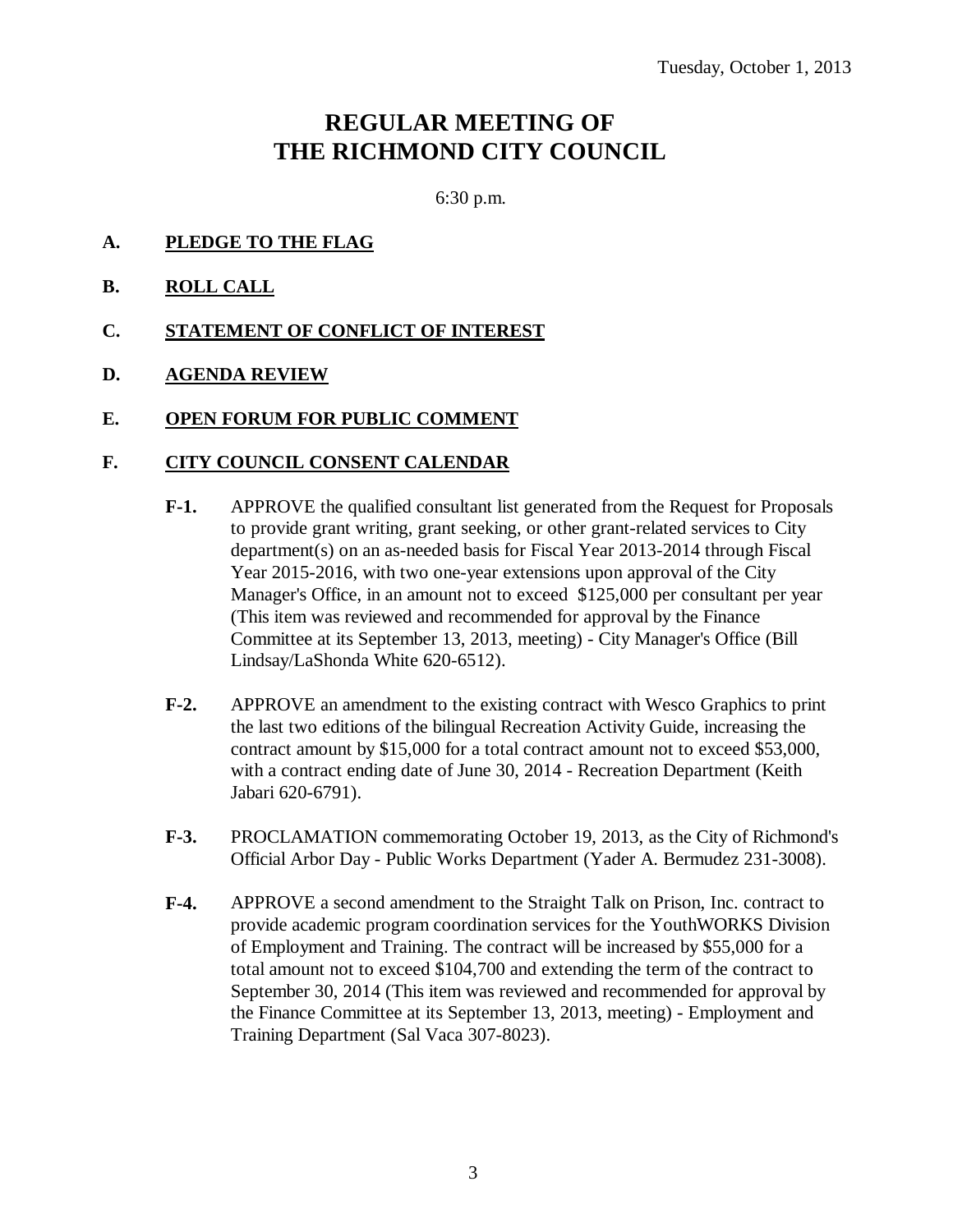Tuesday, October 1, 2013

# REGULAR MEETING OF THE RICHMOND CITY COUNCIL

6:30 p.m.

**A. PLEDGE TO THE FLAG**

**B. ROLL CALL**

**C. STATEMENT OF CONFLICT OF INTEREST**

**D. AGENDA REVIEW**

**E. OPEN FORUM FOR PUBLIC COMMENT**

**F. CITY COUNCIL CONSENT CALENDAR**

**F-1.** APPROVE the qualified consultant list generated from the Request for Proposals to provide grant writing, grant seeking, or other grant-related services to City department(s) on an as-needed basis for Fiscal Year 2013-2014 through Fiscal Year 2015-2016, with two one-year extensions upon approval of the City Manager's Office, in an amount not to exceed $125,000 per consultant per year (This item was reviewed and recommended for approval by the Finance Committee at its September 13, 2013, meeting) - City Manager's Office (Bill Lindsay/LaShonda White 620-6512).

**F-2.** APPROVE an amendment to the existing contract with Wesco Graphics to print the last two editions of the bilingual Recreation Activity Guide, increasing the contract amount by $15,000 for a total contract amount not to exceed $53,000, with a contract ending date of June 30, 2014 - Recreation Department (Keith Jabari 620-6791).

**F-3.** PROCLAMATION commemorating October 19, 2013, as the City of Richmond's Official Arbor Day - Public Works Department (Yader A. Bermudez 231-3008).

**F-4.** APPROVE a second amendment to the Straight Talk on Prison, Inc. contract to provide academic program coordination services for the YouthWORKS Division of Employment and Training. The contract will be increased by $55,000 for a total amount not to exceed $104,700 and extending the term of the contract to September 30, 2014 (This item was reviewed and recommended for approval by the Finance Committee at its September 13, 2013, meeting) - Employment and Training Department (Sal Vaca 307-8023).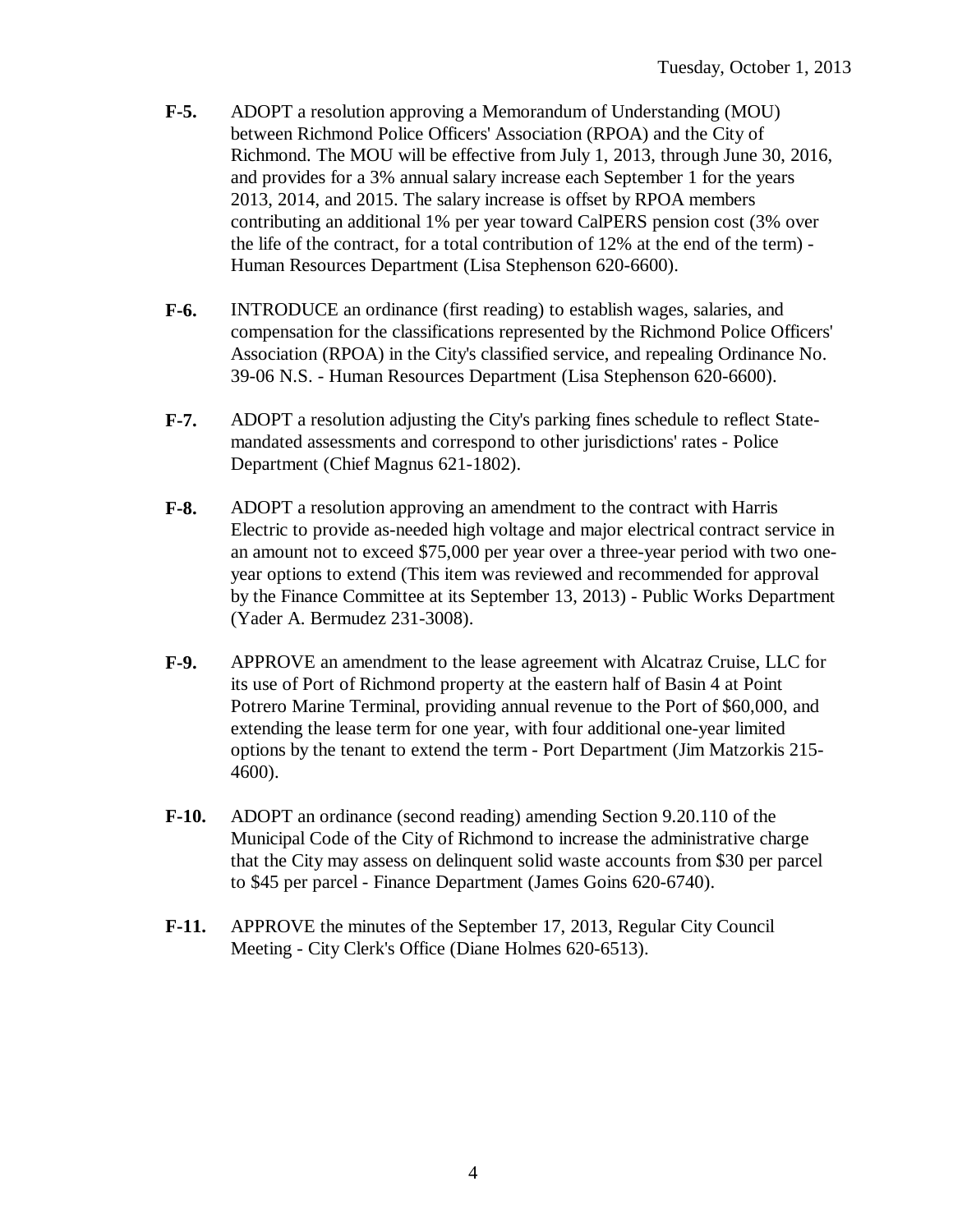**F-5.** ADOPT a resolution approving a Memorandum of Understanding (MOU) between Richmond Police Officers' Association (RPOA) and the City of Richmond. The MOU will be effective from July 1, 2013, through June 30, 2016, and provides for a 3% annual salary increase each September 1 for the years 2013, 2014, and 2015. The salary increase is offset by RPOA members contributing an additional 1% per year toward CalPERS pension cost (3% over the life of the contract, for a total contribution of 12% at the end of the term) - Human Resources Department (Lisa Stephenson 620-6600).

**F-6.** INTRODUCE an ordinance (first reading) to establish wages, salaries, and compensation for the classifications represented by the Richmond Police Officers' Association (RPOA) in the City's classified service, and repealing Ordinance No. 39-06 N.S. - Human Resources Department (Lisa Stephenson 620-6600).

**F-7.** ADOPT a resolution adjusting the City's parking fines schedule to reflect State-mandated assessments and correspond to other jurisdictions' rates - Police Department (Chief Magnus 621-1802).

**F-8.** ADOPT a resolution approving an amendment to the contract with Harris Electric to provide as-needed high voltage and major electrical contract service in an amount not to exceed $75,000 per year over a three-year period with two one-year options to extend (This item was reviewed and recommended for approval by the Finance Committee at its September 13, 2013) - Public Works Department (Yader A. Bermudez 231-3008).

**F-9.** APPROVE an amendment to the lease agreement with Alcatraz Cruise, LLC for its use of Port of Richmond property at the eastern half of Basin 4 at Point Potrero Marine Terminal, providing annual revenue to the Port of $60,000, and extending the lease term for one year, with four additional one-year limited options by the tenant to extend the term - Port Department (Jim Matzorkis 215-4600).

**F-10.** ADOPT an ordinance (second reading) amending Section 9.20.110 of the Municipal Code of the City of Richmond to increase the administrative charge that the City may assess on delinquent solid waste accounts from $30 per parcel to $45 per parcel - Finance Department (James Goins 620-6740).

**F-11.** APPROVE the minutes of the September 17, 2013, Regular City Council Meeting - City Clerk's Office (Diane Holmes 620-6513).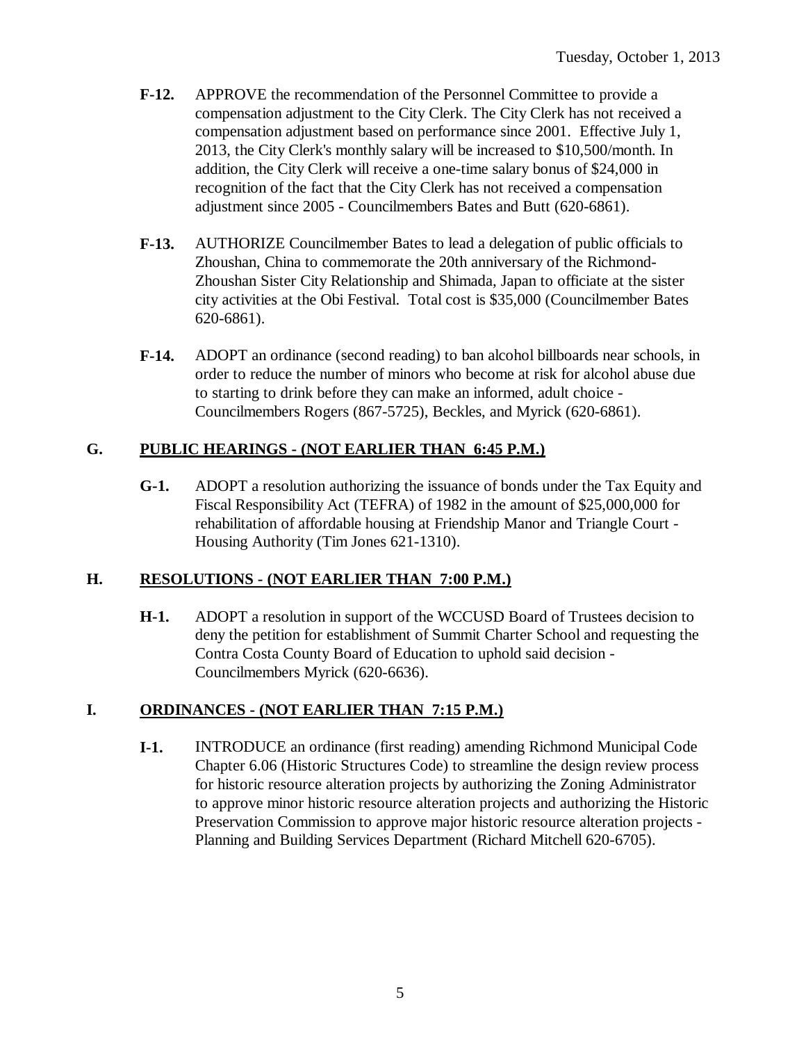**F-12.** APPROVE the recommendation of the Personnel Committee to provide a compensation adjustment to the City Clerk. The City Clerk has not received a compensation adjustment based on performance since 2001. Effective July 1, 2013, the City Clerk's monthly salary will be increased to $10,500/month. In addition, the City Clerk will receive a one-time salary bonus of $24,000 in recognition of the fact that the City Clerk has not received a compensation adjustment since 2005 - Councilmembers Bates and Butt (620-6861).

**F-13.** AUTHORIZE Councilmember Bates to lead a delegation of public officials to Zhoushan, China to commemorate the 20th anniversary of the Richmond-Zhoushan Sister City Relationship and Shimada, Japan to officiate at the sister city activities at the Obi Festival. Total cost is $35,000 (Councilmember Bates 620-6861).

**F-14.** ADOPT an ordinance (second reading) to ban alcohol billboards near schools, in order to reduce the number of minors who become at risk for alcohol abuse due to starting to drink before they can make an informed, adult choice - Councilmembers Rogers (867-5725), Beckles, and Myrick (620-6861).

## G. PUBLIC HEARINGS - (NOT EARLIER THAN 6:45 P.M.)

**G-1.** ADOPT a resolution authorizing the issuance of bonds under the Tax Equity and Fiscal Responsibility Act (TEFRA) of 1982 in the amount of $25,000,000 for rehabilitation of affordable housing at Friendship Manor and Triangle Court - Housing Authority (Tim Jones 621-1310).

## H. RESOLUTIONS - (NOT EARLIER THAN 7:00 P.M.)

**H-1.** ADOPT a resolution in support of the WCCUSD Board of Trustees decision to deny the petition for establishment of Summit Charter School and requesting the Contra Costa County Board of Education to uphold said decision - Councilmembers Myrick (620-6636).

## I. ORDINANCES - (NOT EARLIER THAN 7:15 P.M.)

**I-1.** INTRODUCE an ordinance (first reading) amending Richmond Municipal Code Chapter 6.06 (Historic Structures Code) to streamline the design review process for historic resource alteration projects by authorizing the Zoning Administrator to approve minor historic resource alteration projects and authorizing the Historic Preservation Commission to approve major historic resource alteration projects - Planning and Building Services Department (Richard Mitchell 620-6705).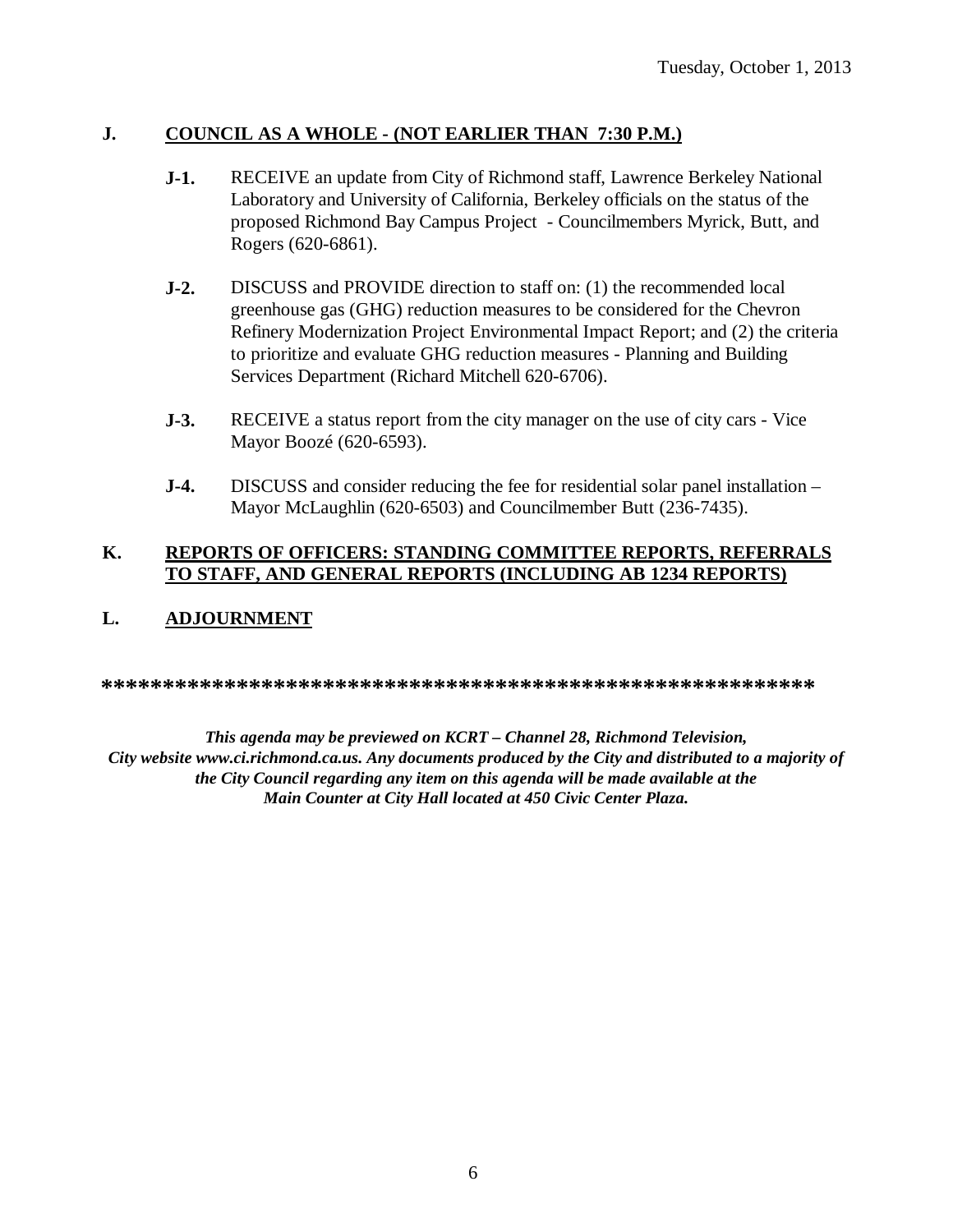## J. COUNCIL AS A WHOLE - (NOT EARLIER THAN 7:30 P.M.)

**J-1.** RECEIVE an update from City of Richmond staff, Lawrence Berkeley National Laboratory and University of California, Berkeley officials on the status of the proposed Richmond Bay Campus Project - Councilmembers Myrick, Butt, and Rogers (620-6861).

**J-2.** DISCUSS and PROVIDE direction to staff on: (1) the recommended local greenhouse gas (GHG) reduction measures to be considered for the Chevron Refinery Modernization Project Environmental Impact Report; and (2) the criteria to prioritize and evaluate GHG reduction measures - Planning and Building Services Department (Richard Mitchell 620-6706).

**J-3.** RECEIVE a status report from the city manager on the use of city cars - Vice Mayor Boozé (620-6593).

**J-4.** DISCUSS and consider reducing the fee for residential solar panel installation – Mayor McLaughlin (620-6503) and Councilmember Butt (236-7435).

## K. REPORTS OF OFFICERS: STANDING COMMITTEE REPORTS, REFERRALS TO STAFF, AND GENERAL REPORTS (INCLUDING AB 1234 REPORTS)

## L. ADJOURNMENT

*****************************************************************

***This agenda may be previewed on KCRT – Channel 28, Richmond Television, City website www.ci.richmond.ca.us. Any documents produced by the City and distributed to a majority of the City Council regarding any item on this agenda will be made available at the Main Counter at City Hall located at 450 Civic Center Plaza.***